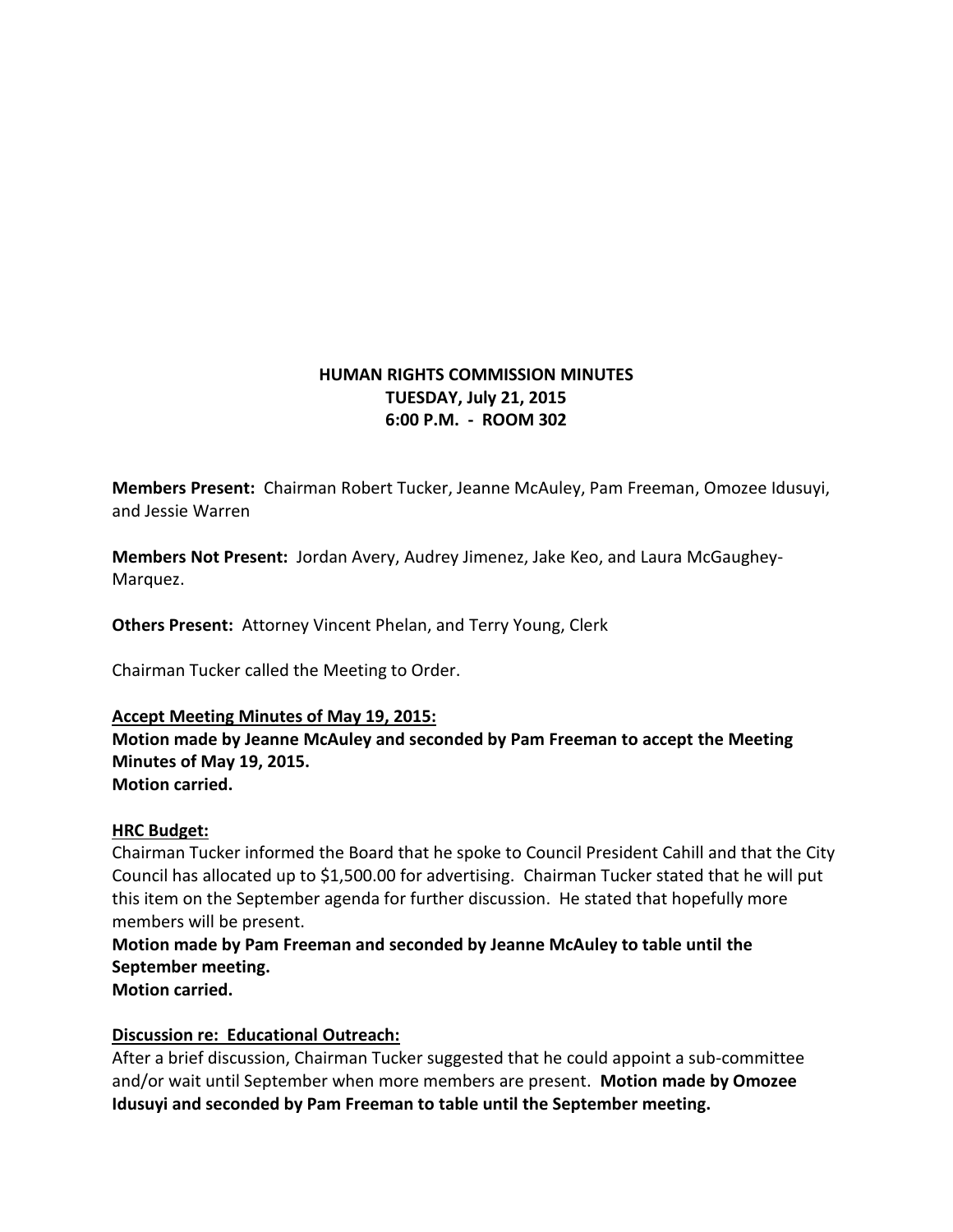**HUMAN RIGHTS COMMISSION MINUTES**
**TUESDAY, July 21, 2015**
**6:00 P.M. - ROOM 302**

**Members Present:** Chairman Robert Tucker, Jeanne McAuley, Pam Freeman, Omozee Idusuyi, and Jessie Warren

**Members Not Present:** Jordan Avery, Audrey Jimenez, Jake Keo, and Laura McGaughey-Marquez.

**Others Present:** Attorney Vincent Phelan, and Terry Young, Clerk

Chairman Tucker called the Meeting to Order.

**Accept Meeting Minutes of May 19, 2015:**
**Motion made by Jeanne McAuley and seconded by Pam Freeman to accept the Meeting Minutes of May 19, 2015.**
**Motion carried.**

**HRC Budget:**
Chairman Tucker informed the Board that he spoke to Council President Cahill and that the City Council has allocated up to $1,500.00 for advertising. Chairman Tucker stated that he will put this item on the September agenda for further discussion. He stated that hopefully more members will be present.
**Motion made by Pam Freeman and seconded by Jeanne McAuley to table until the September meeting.**
**Motion carried.**

**Discussion re: Educational Outreach:**
After a brief discussion, Chairman Tucker suggested that he could appoint a sub-committee and/or wait until September when more members are present. **Motion made by Omozee Idusuyi and seconded by Pam Freeman to table until the September meeting.**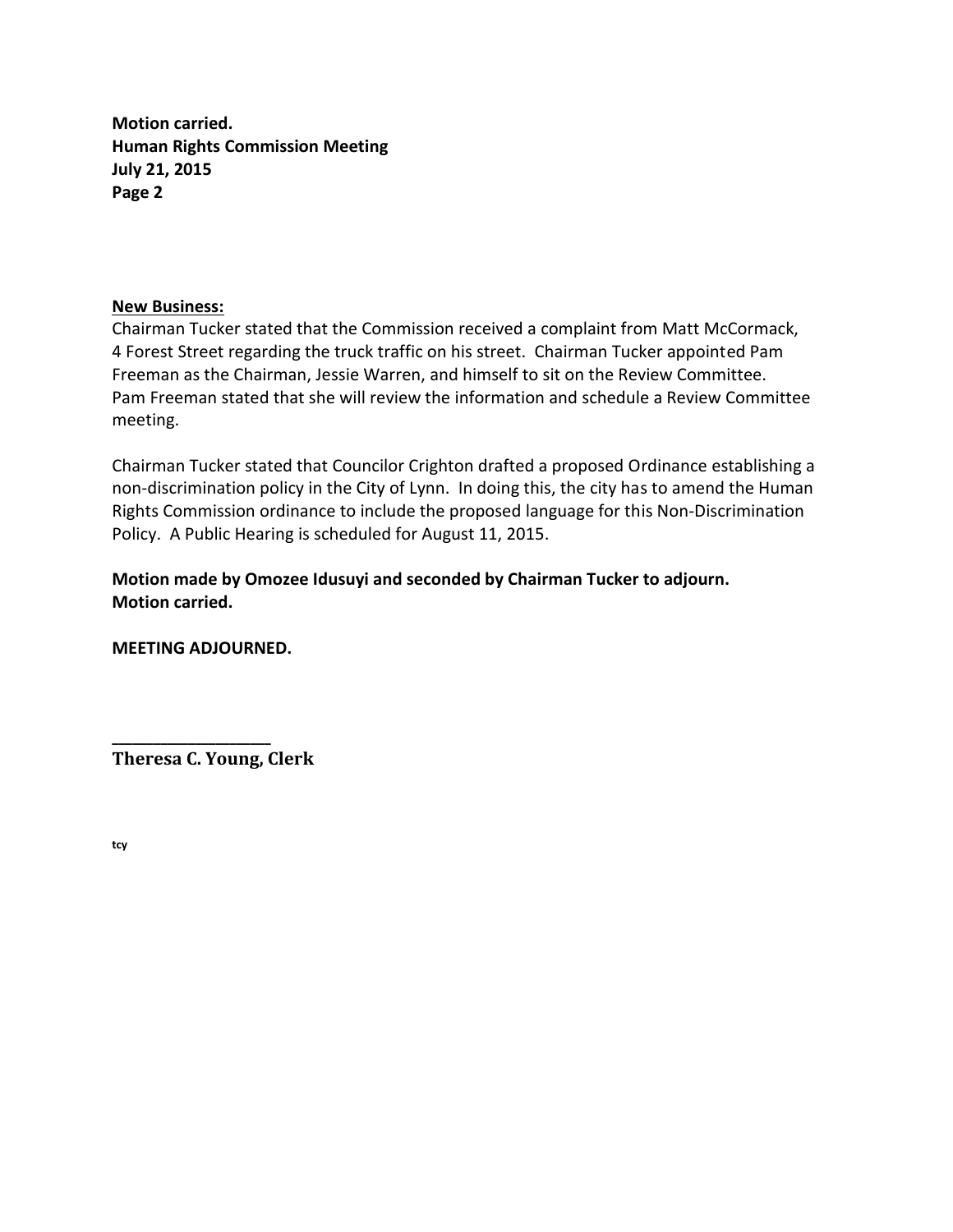**Motion carried.**

**New Business:**

Chairman Tucker stated that the Commission received a complaint from Matt McCormack, 4 Forest Street regarding the truck traffic on his street. Chairman Tucker appointed Pam Freeman as the Chairman, Jessie Warren, and himself to sit on the Review Committee. Pam Freeman stated that she will review the information and schedule a Review Committee meeting.

Chairman Tucker stated that Councilor Crighton drafted a proposed Ordinance establishing a non-discrimination policy in the City of Lynn. In doing this, the city has to amend the Human Rights Commission ordinance to include the proposed language for this Non-Discrimination Policy. A Public Hearing is scheduled for August 11, 2015.

**Motion made by Omozee Idusuyi and seconded by Chairman Tucker to adjourn.**
**Motion carried.**

**MEETING ADJOURNED.**

\_\_\_\_\_\_\_\_\_\_\_\_\_\_\_\_\_\_\_\_
**Theresa C. Young, Clerk**

**tcy**